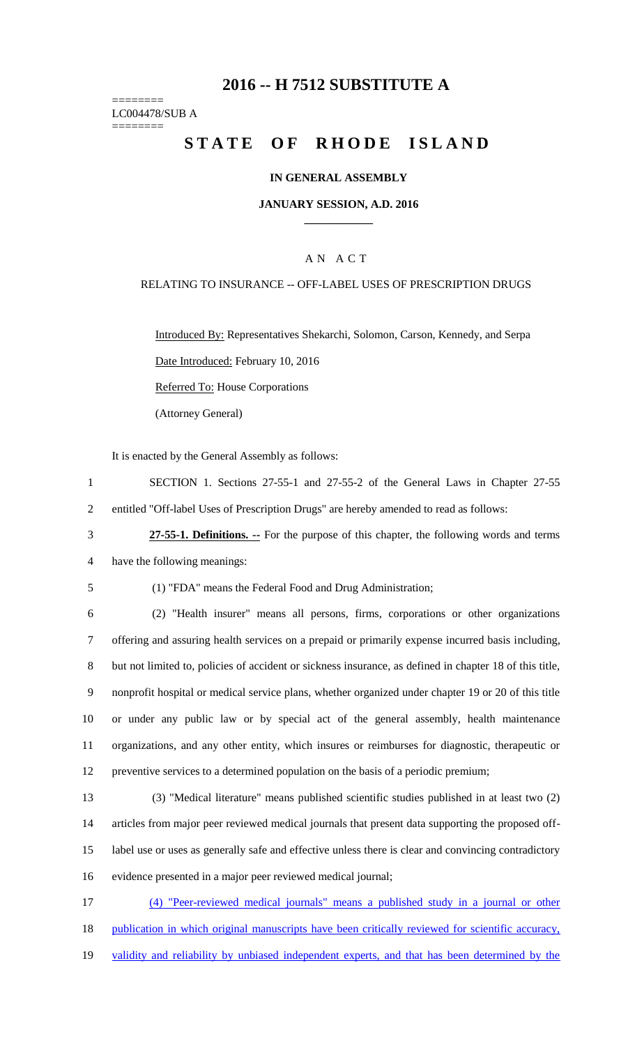# 2016 -- H 7512 SUBSTITUTE A

========
LC004478/SUB A
========

# STATE OF RHODE ISLAND

## IN GENERAL ASSEMBLY

## JANUARY SESSION, A.D. 2016

____________

## A N A C T

RELATING TO INSURANCE -- OFF-LABEL USES OF PRESCRIPTION DRUGS

Introduced By: Representatives Shekarchi, Solomon, Carson, Kennedy, and Serpa

Date Introduced: February 10, 2016

Referred To: House Corporations

(Attorney General)

It is enacted by the General Assembly as follows:

1 SECTION 1. Sections 27-55-1 and 27-55-2 of the General Laws in Chapter 27-55
2 entitled "Off-label Uses of Prescription Drugs" are hereby amended to read as follows:

3 **27-55-1. Definitions. --** For the purpose of this chapter, the following words and terms
4 have the following meanings:

5 (1) "FDA" means the Federal Food and Drug Administration;

6 (2) "Health insurer" means all persons, firms, corporations or other organizations
7 offering and assuring health services on a prepaid or primarily expense incurred basis including,
8 but not limited to, policies of accident or sickness insurance, as defined in chapter 18 of this title,
9 nonprofit hospital or medical service plans, whether organized under chapter 19 or 20 of this title
10 or under any public law or by special act of the general assembly, health maintenance
11 organizations, and any other entity, which insures or reimburses for diagnostic, therapeutic or
12 preventive services to a determined population on the basis of a periodic premium;

13 (3) "Medical literature" means published scientific studies published in at least two (2)
14 articles from major peer reviewed medical journals that present data supporting the proposed off-
15 label use or uses as generally safe and effective unless there is clear and convincing contradictory
16 evidence presented in a major peer reviewed medical journal;

17 <u>(4) "Peer-reviewed medical journals" means a published study in a journal or other</u>
18 <u>publication in which original manuscripts have been critically reviewed for scientific accuracy,</u>
19 <u>validity and reliability by unbiased independent experts, and that has been determined by the</u>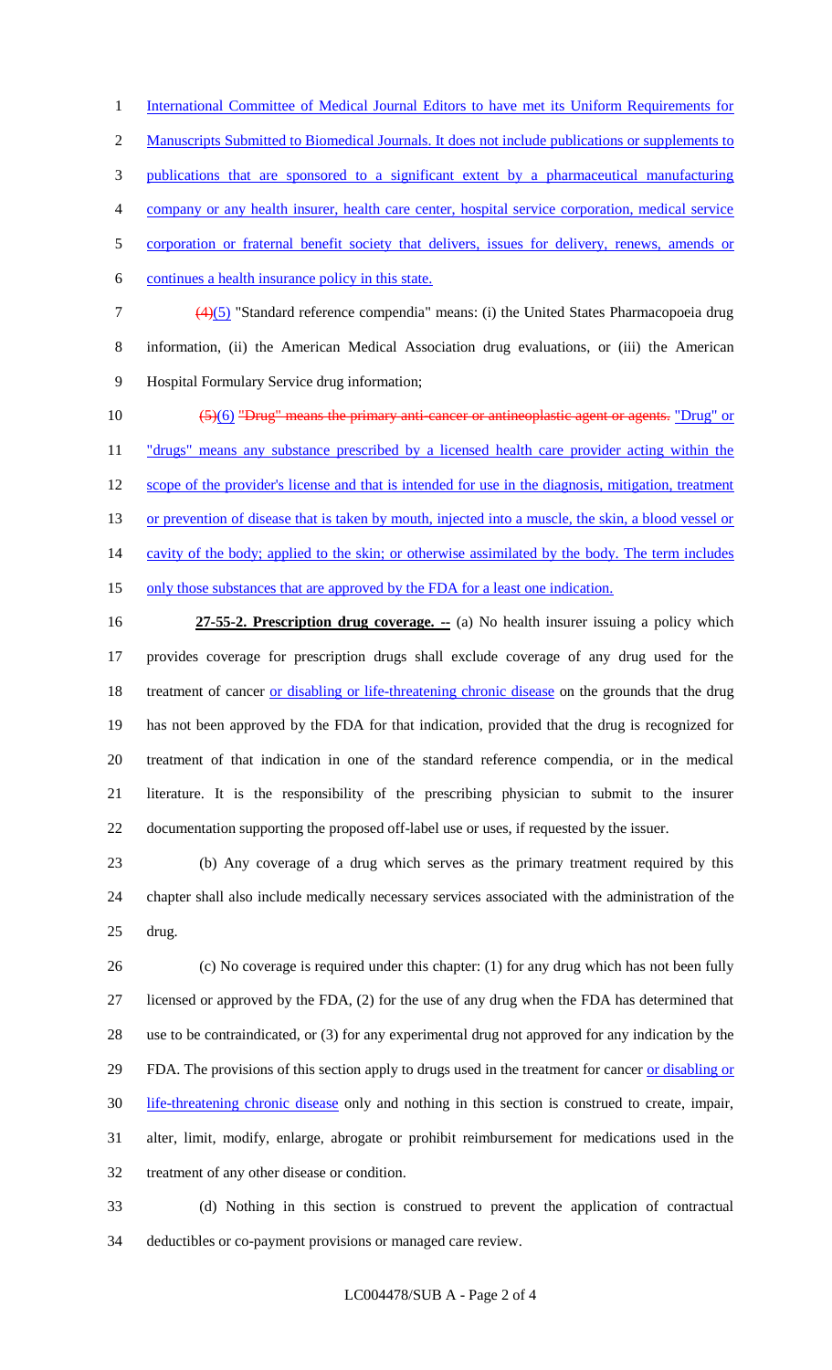International Committee of Medical Journal Editors to have met its Uniform Requirements for Manuscripts Submitted to Biomedical Journals. It does not include publications or supplements to publications that are sponsored to a significant extent by a pharmaceutical manufacturing company or any health insurer, health care center, hospital service corporation, medical service corporation or fraternal benefit society that delivers, issues for delivery, renews, amends or continues a health insurance policy in this state.

~~(4)~~(5) "Standard reference compendia" means: (i) the United States Pharmacopoeia drug information, (ii) the American Medical Association drug evaluations, or (iii) the American Hospital Formulary Service drug information;

~~(5)~~(6) ~~"Drug" means the primary anti-cancer or antineoplastic agent or agents.~~ "Drug" or "drugs" means any substance prescribed by a licensed health care provider acting within the scope of the provider's license and that is intended for use in the diagnosis, mitigation, treatment or prevention of disease that is taken by mouth, injected into a muscle, the skin, a blood vessel or cavity of the body; applied to the skin; or otherwise assimilated by the body. The term includes only those substances that are approved by the FDA for a least one indication.

**27-55-2. Prescription drug coverage. --** (a) No health insurer issuing a policy which provides coverage for prescription drugs shall exclude coverage of any drug used for the treatment of cancer or disabling or life-threatening chronic disease on the grounds that the drug has not been approved by the FDA for that indication, provided that the drug is recognized for treatment of that indication in one of the standard reference compendia, or in the medical literature. It is the responsibility of the prescribing physician to submit to the insurer documentation supporting the proposed off-label use or uses, if requested by the issuer.

(b) Any coverage of a drug which serves as the primary treatment required by this chapter shall also include medically necessary services associated with the administration of the drug.

(c) No coverage is required under this chapter: (1) for any drug which has not been fully licensed or approved by the FDA, (2) for the use of any drug when the FDA has determined that use to be contraindicated, or (3) for any experimental drug not approved for any indication by the FDA. The provisions of this section apply to drugs used in the treatment for cancer or disabling or life-threatening chronic disease only and nothing in this section is construed to create, impair, alter, limit, modify, enlarge, abrogate or prohibit reimbursement for medications used in the treatment of any other disease or condition.

(d) Nothing in this section is construed to prevent the application of contractual deductibles or co-payment provisions or managed care review.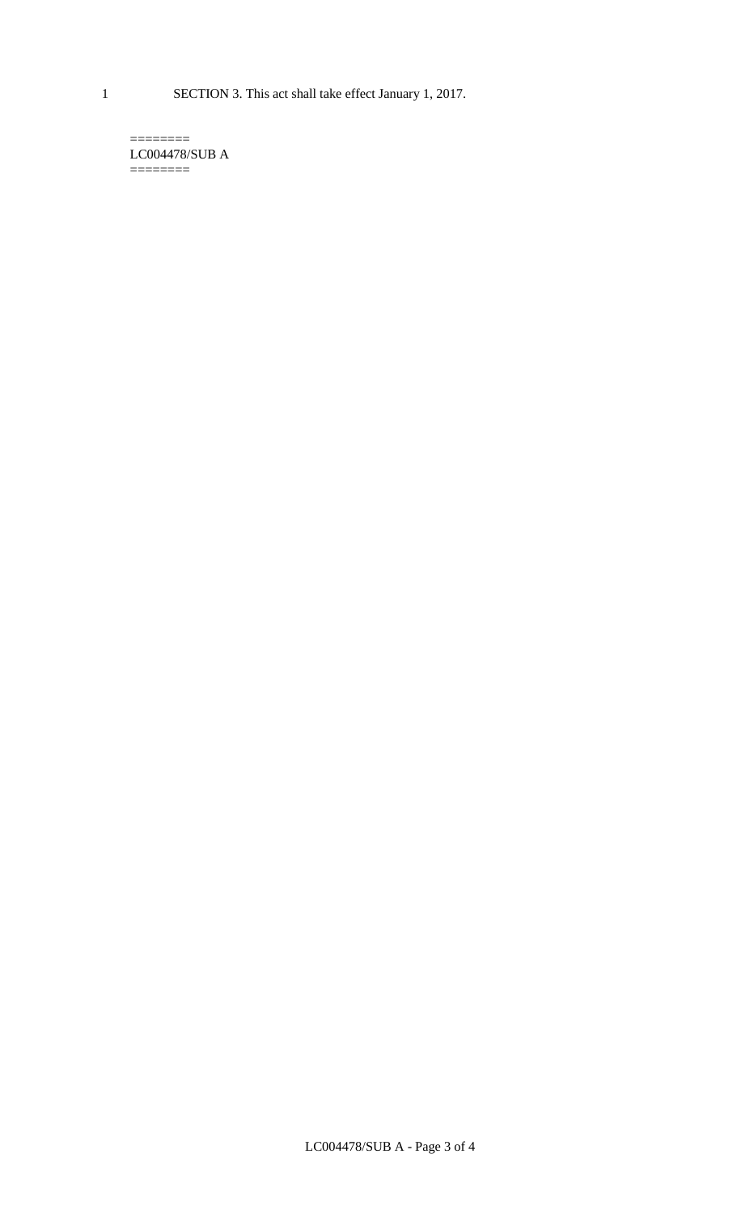SECTION 3. This act shall take effect January 1, 2017.

========
LC004478/SUB A
========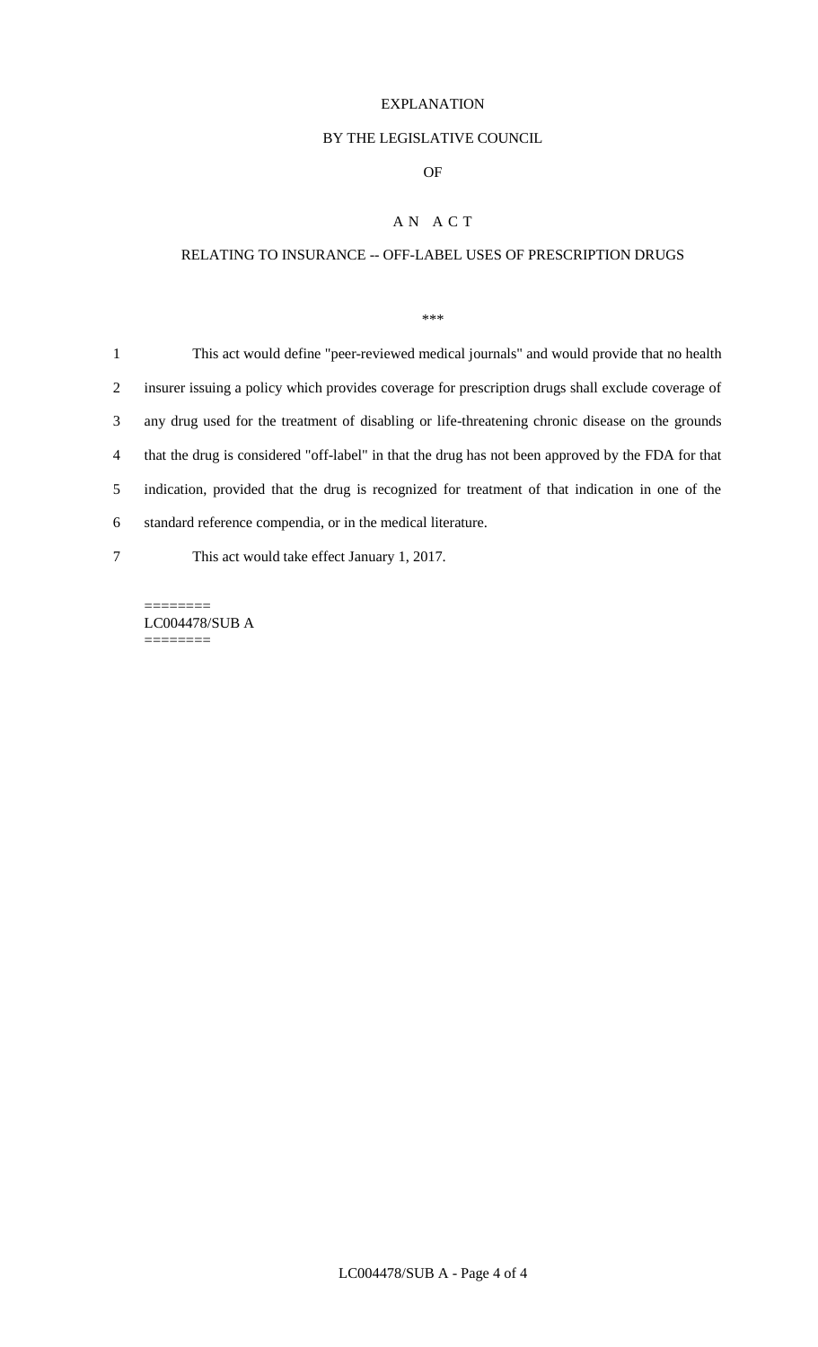EXPLANATION

BY THE LEGISLATIVE COUNCIL

OF

A N A C T

RELATING TO INSURANCE -- OFF-LABEL USES OF PRESCRIPTION DRUGS

\*\*\*

1 This act would define "peer-reviewed medical journals" and would provide that no health
2 insurer issuing a policy which provides coverage for prescription drugs shall exclude coverage of
3 any drug used for the treatment of disabling or life-threatening chronic disease on the grounds
4 that the drug is considered "off-label" in that the drug has not been approved by the FDA for that
5 indication, provided that the drug is recognized for treatment of that indication in one of the
6 standard reference compendia, or in the medical literature.
7 This act would take effect January 1, 2017.

========
LC004478/SUB A
========